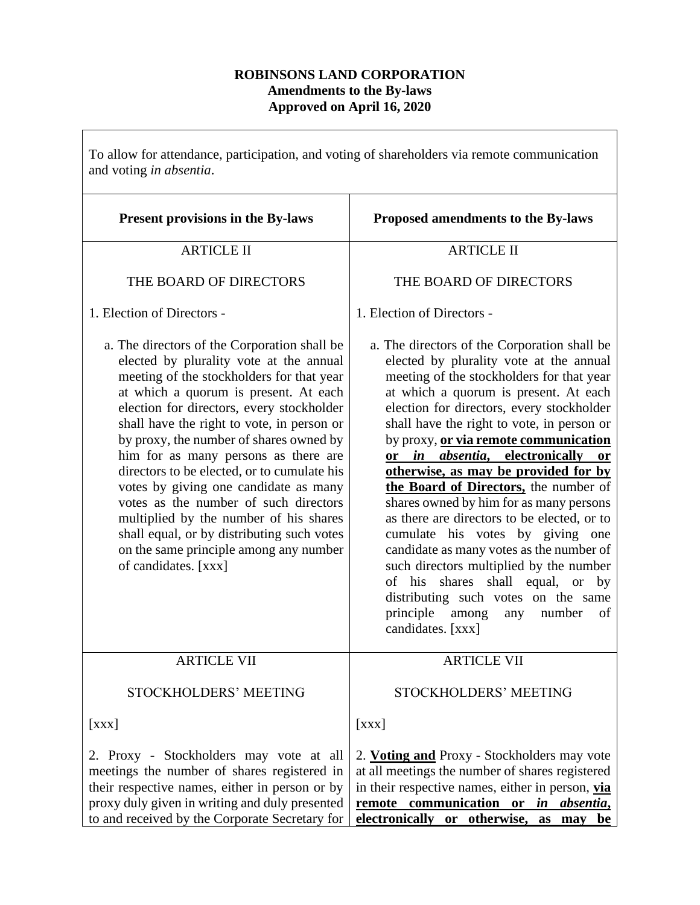**ROBINSONS LAND CORPORATION**
**Amendments to the By-laws**
**Approved on April 16, 2020**

To allow for attendance, participation, and voting of shareholders via remote communication and voting *in absentia*.

| **Present provisions in the By-laws** | **Proposed amendments to the By-laws** |
|---|---|
| ARTICLE II<br><br>THE BOARD OF DIRECTORS<br><br>1. Election of Directors -<br><br>a. The directors of the Corporation shall be elected by plurality vote at the annual meeting of the stockholders for that year at which a quorum is present. At each election for directors, every stockholder shall have the right to vote, in person or by proxy, the number of shares owned by him for as many persons as there are directors to be elected, or to cumulate his votes by giving one candidate as many votes as the number of such directors multiplied by the number of his shares shall equal, or by distributing such votes on the same principle among any number of candidates. [xxx] | ARTICLE II<br><br>THE BOARD OF DIRECTORS<br><br>1. Election of Directors -<br><br>a. The directors of the Corporation shall be elected by plurality vote at the annual meeting of the stockholders for that year at which a quorum is present. At each election for directors, every stockholder shall have the right to vote, in person or by proxy, **or via remote communication or *in absentia*, electronically or otherwise, as may be provided for by the Board of Directors,** the number of shares owned by him for as many persons as there are directors to be elected, or to cumulate his votes by giving one candidate as many votes as the number of such directors multiplied by the number of his shares shall equal, or by distributing such votes on the same principle among any number of candidates. [xxx] |
| ARTICLE VII<br><br>STOCKHOLDERS' MEETING<br><br>[xxx]<br><br>2. Proxy - Stockholders may vote at all meetings the number of shares registered in their respective names, either in person or by proxy duly given in writing and duly presented to and received by the Corporate Secretary for | ARTICLE VII<br><br>STOCKHOLDERS' MEETING<br><br>[xxx]<br><br>2. **Voting and** Proxy - Stockholders may vote at all meetings the number of shares registered in their respective names, either in person, **via remote communication or *in absentia*, electronically or otherwise, as may be** |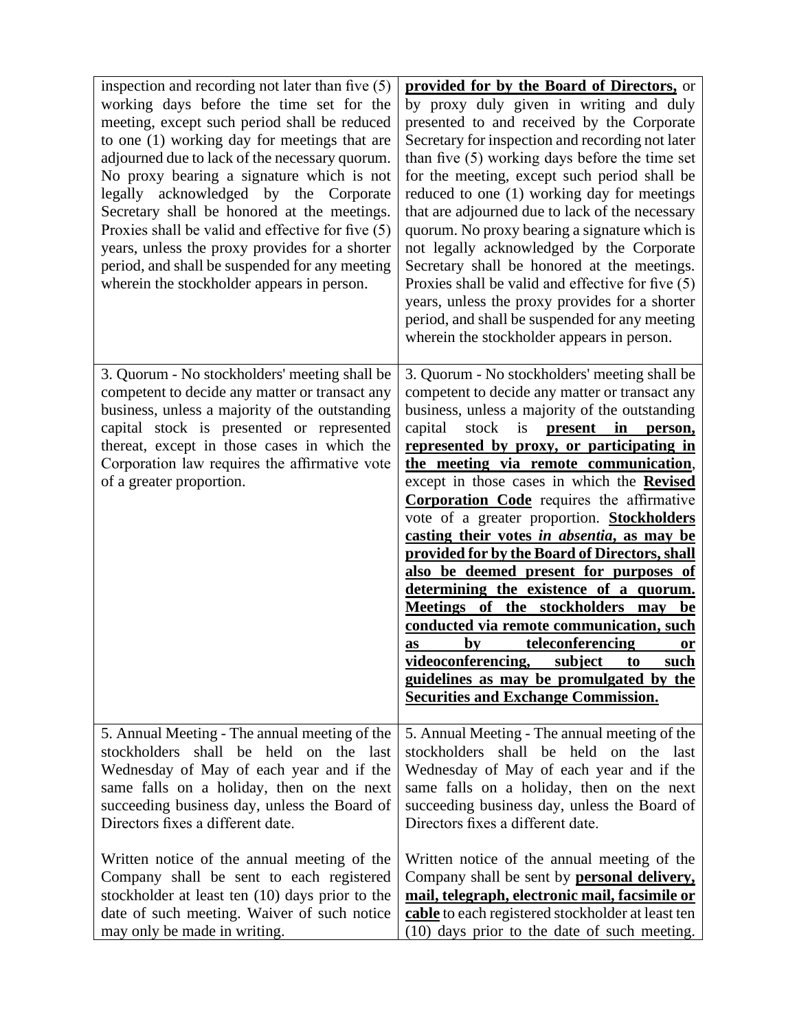| | |
|---|---|
| inspection and recording not later than five (5) working days before the time set for the meeting, except such period shall be reduced to one (1) working day for meetings that are adjourned due to lack of the necessary quorum. No proxy bearing a signature which is not legally acknowledged by the Corporate Secretary shall be honored at the meetings. Proxies shall be valid and effective for five (5) years, unless the proxy provides for a shorter period, and shall be suspended for any meeting wherein the stockholder appears in person. | **provided for by the Board of Directors,** or by proxy duly given in writing and duly presented to and received by the Corporate Secretary for inspection and recording not later than five (5) working days before the time set for the meeting, except such period shall be reduced to one (1) working day for meetings that are adjourned due to lack of the necessary quorum. No proxy bearing a signature which is not legally acknowledged by the Corporate Secretary shall be honored at the meetings. Proxies shall be valid and effective for five (5) years, unless the proxy provides for a shorter period, and shall be suspended for any meeting wherein the stockholder appears in person. |
| 3. Quorum - No stockholders' meeting shall be competent to decide any matter or transact any business, unless a majority of the outstanding capital stock is presented or represented thereat, except in those cases in which the Corporation law requires the affirmative vote of a greater proportion. | 3. Quorum - No stockholders' meeting shall be competent to decide any matter or transact any business, unless a majority of the outstanding capital stock is **present in person, represented by proxy, or participating in the meeting via remote communication**, except in those cases in which the **Revised Corporation Code** requires the affirmative vote of a greater proportion. **Stockholders casting their votes *in absentia*, as may be provided for by the Board of Directors, shall also be deemed present for purposes of determining the existence of a quorum. Meetings of the stockholders may be conducted via remote communication, such as by teleconferencing or videoconferencing, subject to such guidelines as may be promulgated by the Securities and Exchange Commission.** |
| 5. Annual Meeting - The annual meeting of the stockholders shall be held on the last Wednesday of May of each year and if the same falls on a holiday, then on the next succeeding business day, unless the Board of Directors fixes a different date.<br><br>Written notice of the annual meeting of the Company shall be sent to each registered stockholder at least ten (10) days prior to the date of such meeting. Waiver of such notice may only be made in writing. | 5. Annual Meeting - The annual meeting of the stockholders shall be held on the last Wednesday of May of each year and if the same falls on a holiday, then on the next succeeding business day, unless the Board of Directors fixes a different date.<br><br>Written notice of the annual meeting of the Company shall be sent by **personal delivery, mail, telegraph, electronic mail, facsimile or cable** to each registered stockholder at least ten (10) days prior to the date of such meeting. |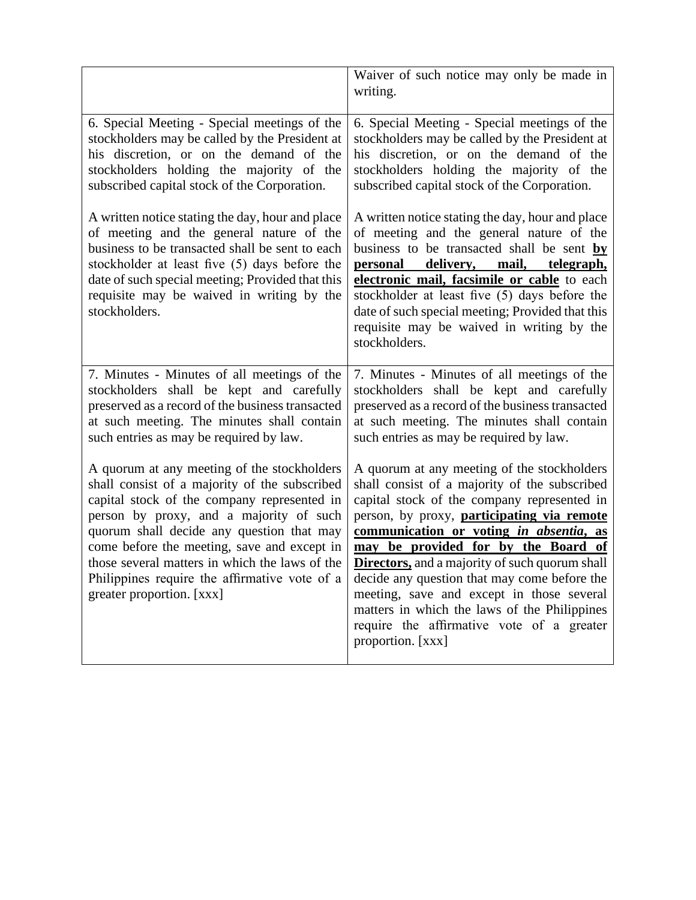| | |
|---|---|
| | Waiver of such notice may only be made in writing. |
| 6. Special Meeting - Special meetings of the stockholders may be called by the President at his discretion, or on the demand of the stockholders holding the majority of the subscribed capital stock of the Corporation.<br><br>A written notice stating the day, hour and place of meeting and the general nature of the business to be transacted shall be sent to each stockholder at least five (5) days before the date of such special meeting; Provided that this requisite may be waived in writing by the stockholders. | 6. Special Meeting - Special meetings of the stockholders may be called by the President at his discretion, or on the demand of the stockholders holding the majority of the subscribed capital stock of the Corporation.<br><br>A written notice stating the day, hour and place of meeting and the general nature of the business to be transacted shall be sent **by personal delivery, mail, telegraph, electronic mail, facsimile or cable** to each stockholder at least five (5) days before the date of such special meeting; Provided that this requisite may be waived in writing by the stockholders. |
| 7. Minutes - Minutes of all meetings of the stockholders shall be kept and carefully preserved as a record of the business transacted at such meeting. The minutes shall contain such entries as may be required by law.<br><br>A quorum at any meeting of the stockholders shall consist of a majority of the subscribed capital stock of the company represented in person by proxy, and a majority of such quorum shall decide any question that may come before the meeting, save and except in those several matters in which the laws of the Philippines require the affirmative vote of a greater proportion. [xxx] | 7. Minutes - Minutes of all meetings of the stockholders shall be kept and carefully preserved as a record of the business transacted at such meeting. The minutes shall contain such entries as may be required by law.<br><br>A quorum at any meeting of the stockholders shall consist of a majority of the subscribed capital stock of the company represented in person, by proxy, **participating via remote communication or voting *in absentia*, as may be provided for by the Board of Directors,** and a majority of such quorum shall decide any question that may come before the meeting, save and except in those several matters in which the laws of the Philippines require the affirmative vote of a greater proportion. [xxx] |